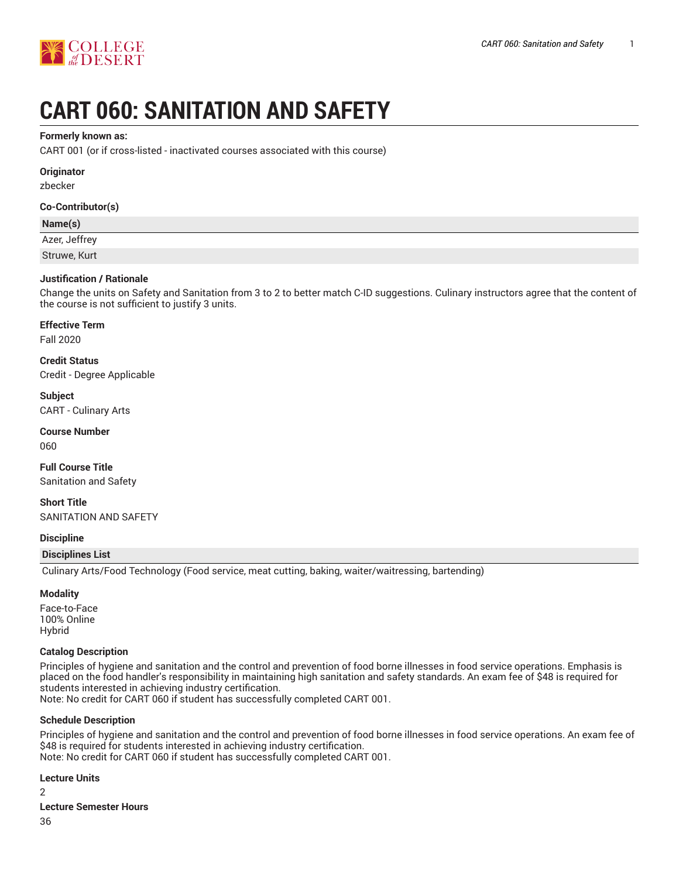# CART 060: SANITATION AND SAFETY

**Formerly known as:**

CART 001 (or if cross-listed - inactivated courses associated with this course)

**Originator**

zbecker

**Co-Contributor(s)**

| Name(s) |
| --- |
| Azer, Jeffrey |
| Struwe, Kurt |

**Justification / Rationale**

Change the units on Safety and Sanitation from 3 to 2 to better match C-ID suggestions. Culinary instructors agree that the content of the course is not sufficient to justify 3 units.

**Effective Term**

Fall 2020

**Credit Status**

Credit - Degree Applicable

**Subject**

CART - Culinary Arts

**Course Number**

060

**Full Course Title**

Sanitation and Safety

**Short Title**

SANITATION AND SAFETY

**Discipline**

| Disciplines List |
| --- |
| Culinary Arts/Food Technology (Food service, meat cutting, baking, waiter/waitressing, bartending) |

**Modality**

Face-to-Face
100% Online
Hybrid

**Catalog Description**

Principles of hygiene and sanitation and the control and prevention of food borne illnesses in food service operations. Emphasis is placed on the food handler's responsibility in maintaining high sanitation and safety standards. An exam fee of $48 is required for students interested in achieving industry certification.
Note: No credit for CART 060 if student has successfully completed CART 001.

**Schedule Description**

Principles of hygiene and sanitation and the control and prevention of food borne illnesses in food service operations. An exam fee of $48 is required for students interested in achieving industry certification.
Note: No credit for CART 060 if student has successfully completed CART 001.

**Lecture Units**

2

**Lecture Semester Hours**

36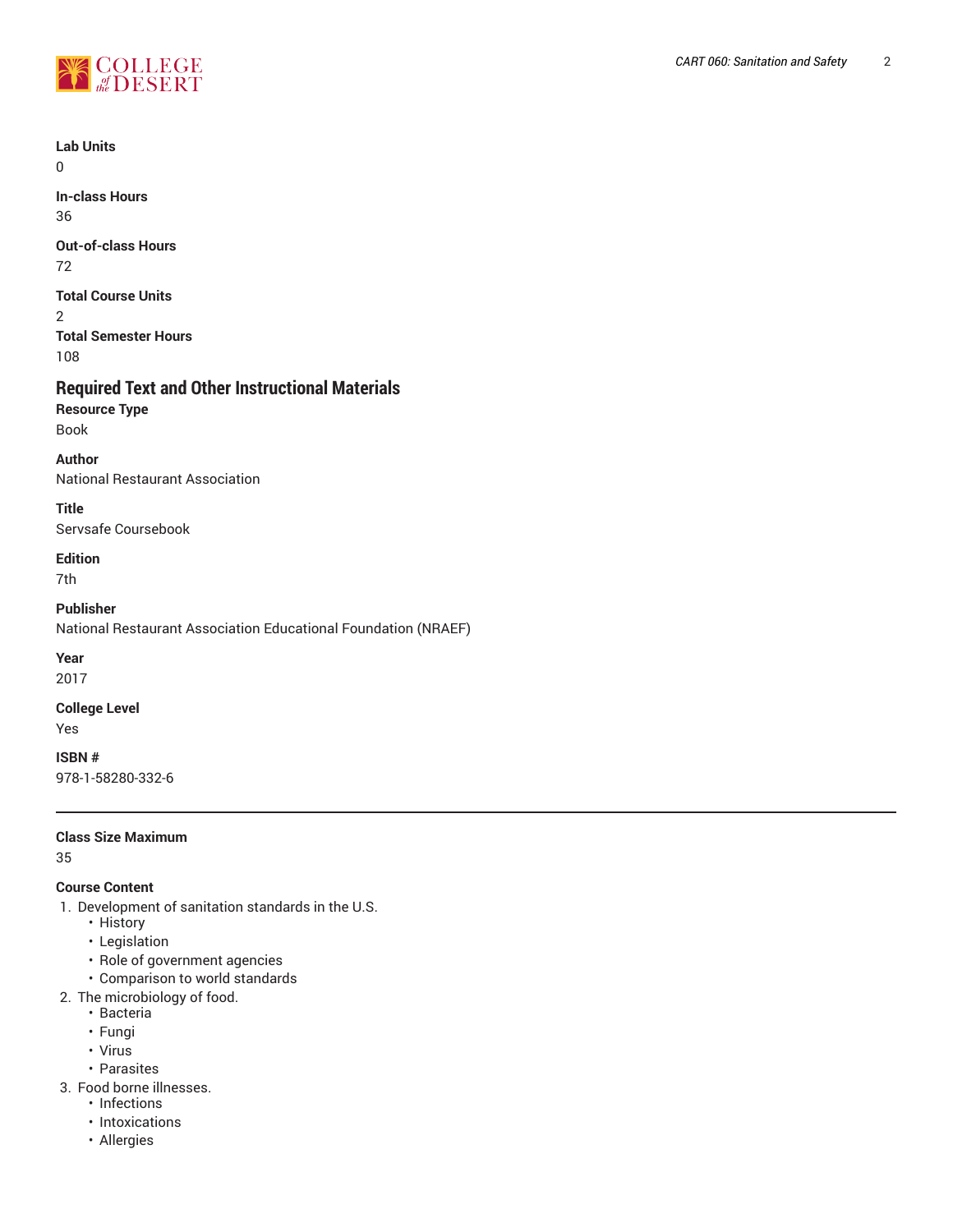**Lab Units**

0

**In-class Hours**

36

**Out-of-class Hours**

72

**Total Course Units**

2

**Total Semester Hours**

108

## Required Text and Other Instructional Materials

**Resource Type**

Book

**Author**

National Restaurant Association

**Title**

Servsafe Coursebook

**Edition**

7th

**Publisher**

National Restaurant Association Educational Foundation (NRAEF)

**Year**

2017

**College Level**

Yes

**ISBN #**

978-1-58280-332-6

---

**Class Size Maximum**

35

**Course Content**

1. Development of sanitation standards in the U.S.
   - History
   - Legislation
   - Role of government agencies
   - Comparison to world standards
2. The microbiology of food.
   - Bacteria
   - Fungi
   - Virus
   - Parasites
3. Food borne illnesses.
   - Infections
   - Intoxications
   - Allergies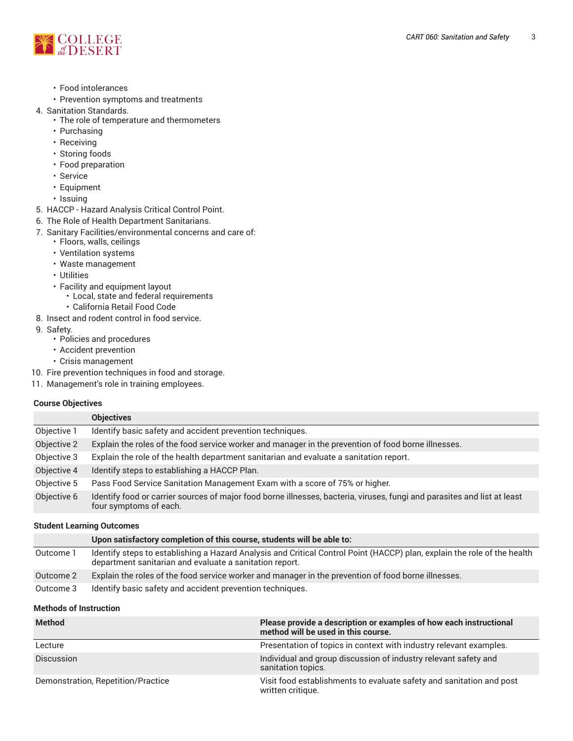- Food intolerances
- Prevention symptoms and treatments

4. Sanitation Standards.
   - The role of temperature and thermometers
   - Purchasing
   - Receiving
   - Storing foods
   - Food preparation
   - Service
   - Equipment
   - Issuing
5. HACCP - Hazard Analysis Critical Control Point.
6. The Role of Health Department Sanitarians.
7. Sanitary Facilities/environmental concerns and care of:
   - Floors, walls, ceilings
   - Ventilation systems
   - Waste management
   - Utilities
   - Facility and equipment layout
     - Local, state and federal requirements
     - California Retail Food Code
8. Insect and rodent control in food service.
9. Safety.
   - Policies and procedures
   - Accident prevention
   - Crisis management
10. Fire prevention techniques in food and storage.
11. Management's role in training employees.

### Course Objectives

| | Objectives |
|---|---|
| Objective 1 | Identify basic safety and accident prevention techniques. |
| Objective 2 | Explain the roles of the food service worker and manager in the prevention of food borne illnesses. |
| Objective 3 | Explain the role of the health department sanitarian and evaluate a sanitation report. |
| Objective 4 | Identify steps to establishing a HACCP Plan. |
| Objective 5 | Pass Food Service Sanitation Management Exam with a score of 75% or higher. |
| Objective 6 | Identify food or carrier sources of major food borne illnesses, bacteria, viruses, fungi and parasites and list at least four symptoms of each. |

### Student Learning Outcomes

| | Upon satisfactory completion of this course, students will be able to: |
|---|---|
| Outcome 1 | Identify steps to establishing a Hazard Analysis and Critical Control Point (HACCP) plan, explain the role of the health department sanitarian and evaluate a sanitation report. |
| Outcome 2 | Explain the roles of the food service worker and manager in the prevention of food borne illnesses. |
| Outcome 3 | Identify basic safety and accident prevention techniques. |

### Methods of Instruction

| Method | Please provide a description or examples of how each instructional method will be used in this course. |
|---|---|
| Lecture | Presentation of topics in context with industry relevant examples. |
| Discussion | Individual and group discussion of industry relevant safety and sanitation topics. |
| Demonstration, Repetition/Practice | Visit food establishments to evaluate safety and sanitation and post written critique. |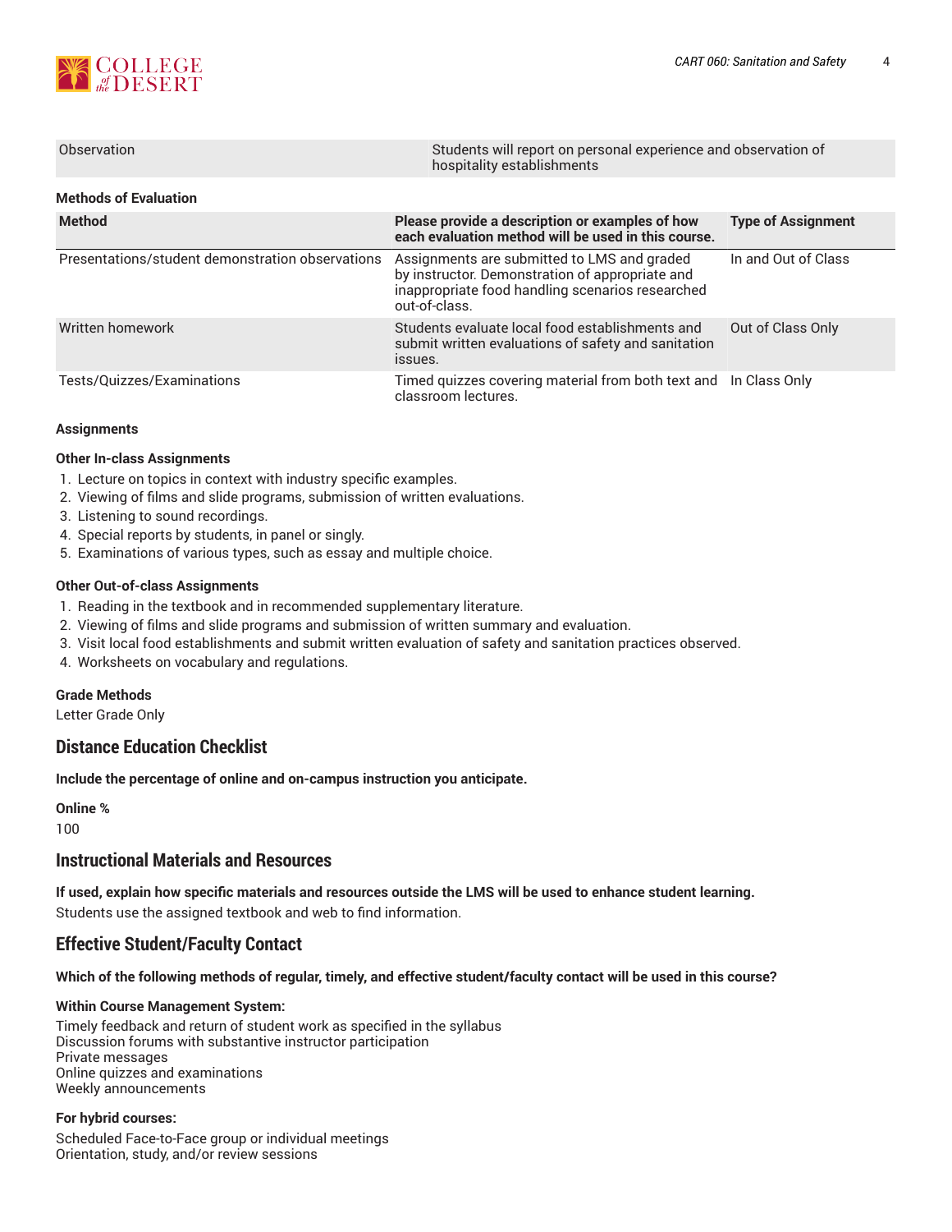| Observation | Students will report on personal experience and observation of hospitality establishments |
| --- | --- |

**Methods of Evaluation**

| Method | Please provide a description or examples of how each evaluation method will be used in this course. | Type of Assignment |
| --- | --- | --- |
| Presentations/student demonstration observations | Assignments are submitted to LMS and graded by instructor. Demonstration of appropriate and inappropriate food handling scenarios researched out-of-class. | In and Out of Class |
| Written homework | Students evaluate local food establishments and submit written evaluations of safety and sanitation issues. | Out of Class Only |
| Tests/Quizzes/Examinations | Timed quizzes covering material from both text and classroom lectures. | In Class Only |

**Assignments**

**Other In-class Assignments**

1. Lecture on topics in context with industry specific examples.
2. Viewing of films and slide programs, submission of written evaluations.
3. Listening to sound recordings.
4. Special reports by students, in panel or singly.
5. Examinations of various types, such as essay and multiple choice.

**Other Out-of-class Assignments**

1. Reading in the textbook and in recommended supplementary literature.
2. Viewing of films and slide programs and submission of written summary and evaluation.
3. Visit local food establishments and submit written evaluation of safety and sanitation practices observed.
4. Worksheets on vocabulary and regulations.

**Grade Methods**

Letter Grade Only

## Distance Education Checklist

**Include the percentage of online and on-campus instruction you anticipate.**

**Online %**

100

## Instructional Materials and Resources

**If used, explain how specific materials and resources outside the LMS will be used to enhance student learning.**

Students use the assigned textbook and web to find information.

## Effective Student/Faculty Contact

**Which of the following methods of regular, timely, and effective student/faculty contact will be used in this course?**

**Within Course Management System:**

Timely feedback and return of student work as specified in the syllabus
Discussion forums with substantive instructor participation
Private messages
Online quizzes and examinations
Weekly announcements

**For hybrid courses:**

Scheduled Face-to-Face group or individual meetings
Orientation, study, and/or review sessions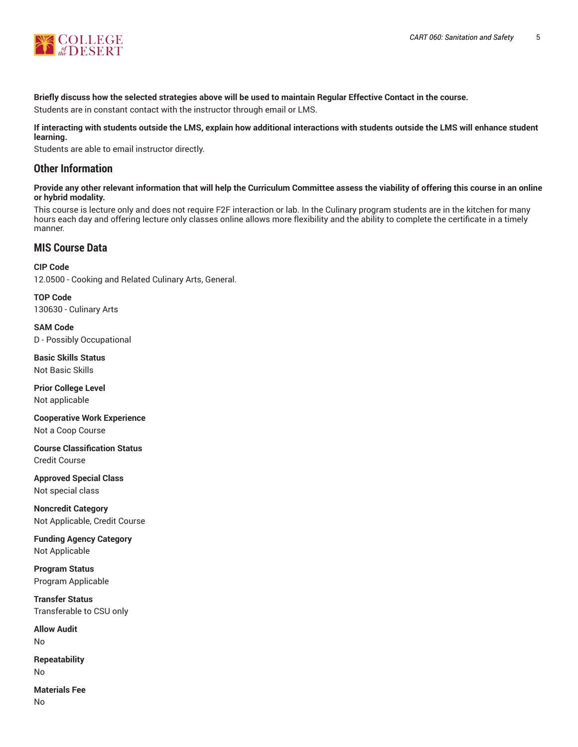**Briefly discuss how the selected strategies above will be used to maintain Regular Effective Contact in the course.**

Students are in constant contact with the instructor through email or LMS.

**If interacting with students outside the LMS, explain how additional interactions with students outside the LMS will enhance student learning.**

Students are able to email instructor directly.

## Other Information

**Provide any other relevant information that will help the Curriculum Committee assess the viability of offering this course in an online or hybrid modality.**

This course is lecture only and does not require F2F interaction or lab. In the Culinary program students are in the kitchen for many hours each day and offering lecture only classes online allows more flexibility and the ability to complete the certificate in a timely manner.

## MIS Course Data

**CIP Code**

12.0500 - Cooking and Related Culinary Arts, General.

**TOP Code**

130630 - Culinary Arts

**SAM Code**

D - Possibly Occupational

**Basic Skills Status**

Not Basic Skills

**Prior College Level**

Not applicable

**Cooperative Work Experience**

Not a Coop Course

**Course Classification Status**

Credit Course

**Approved Special Class**

Not special class

**Noncredit Category**

Not Applicable, Credit Course

**Funding Agency Category**

Not Applicable

**Program Status**

Program Applicable

**Transfer Status**

Transferable to CSU only

**Allow Audit**

No

**Repeatability**

No

**Materials Fee**

No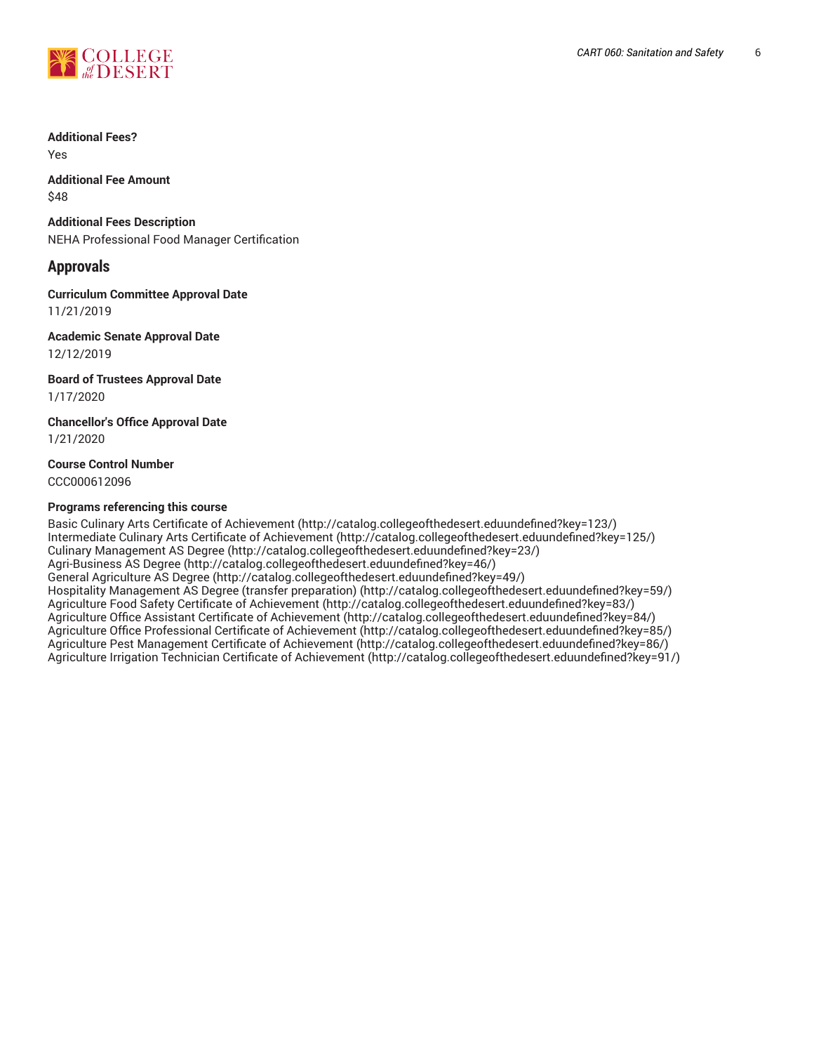**Additional Fees?**

Yes

**Additional Fee Amount**

$48

**Additional Fees Description**

NEHA Professional Food Manager Certification

## Approvals

**Curriculum Committee Approval Date**

11/21/2019

**Academic Senate Approval Date**

12/12/2019

**Board of Trustees Approval Date**

1/17/2020

**Chancellor's Office Approval Date**

1/21/2020

**Course Control Number**

CCC000612096

**Programs referencing this course**

Basic Culinary Arts Certificate of Achievement (http://catalog.collegeofthedesert.eduundefined?key=123/)
Intermediate Culinary Arts Certificate of Achievement (http://catalog.collegeofthedesert.eduundefined?key=125/)
Culinary Management AS Degree (http://catalog.collegeofthedesert.eduundefined?key=23/)
Agri-Business AS Degree (http://catalog.collegeofthedesert.eduundefined?key=46/)
General Agriculture AS Degree (http://catalog.collegeofthedesert.eduundefined?key=49/)
Hospitality Management AS Degree (transfer preparation) (http://catalog.collegeofthedesert.eduundefined?key=59/)
Agriculture Food Safety Certificate of Achievement (http://catalog.collegeofthedesert.eduundefined?key=83/)
Agriculture Office Assistant Certificate of Achievement (http://catalog.collegeofthedesert.eduundefined?key=84/)
Agriculture Office Professional Certificate of Achievement (http://catalog.collegeofthedesert.eduundefined?key=85/)
Agriculture Pest Management Certificate of Achievement (http://catalog.collegeofthedesert.eduundefined?key=86/)
Agriculture Irrigation Technician Certificate of Achievement (http://catalog.collegeofthedesert.eduundefined?key=91/)